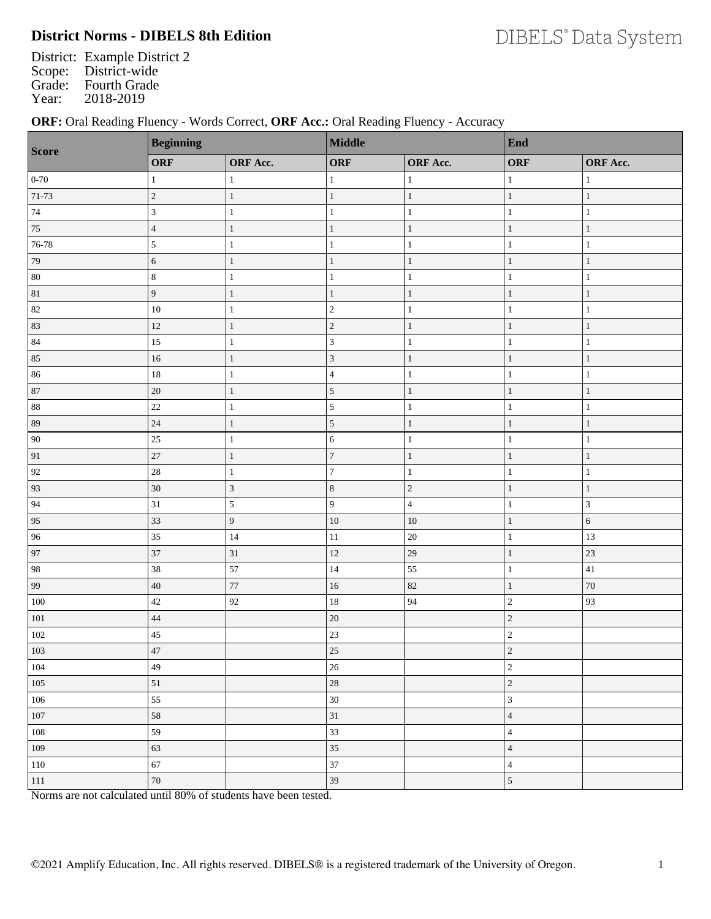# District Norms - DIBELS 8th Edition

District: Example District 2
Scope: District-wide
Grade: Fourth Grade
Year: 2018-2019

**ORF:** Oral Reading Fluency - Words Correct, **ORF Acc.:** Oral Reading Fluency - Accuracy

| Score | Beginning | | Middle | | End | |
|---|---|---|---|---|---|---|
| | **ORF** | **ORF Acc.** | **ORF** | **ORF Acc.** | **ORF** | **ORF Acc.** |
| 0-70 | 1 | 1 | 1 | 1 | 1 | 1 |
| 71-73 | 2 | 1 | 1 | 1 | 1 | 1 |
| 74 | 3 | 1 | 1 | 1 | 1 | 1 |
| 75 | 4 | 1 | 1 | 1 | 1 | 1 |
| 76-78 | 5 | 1 | 1 | 1 | 1 | 1 |
| 79 | 6 | 1 | 1 | 1 | 1 | 1 |
| 80 | 8 | 1 | 1 | 1 | 1 | 1 |
| 81 | 9 | 1 | 1 | 1 | 1 | 1 |
| 82 | 10 | 1 | 2 | 1 | 1 | 1 |
| 83 | 12 | 1 | 2 | 1 | 1 | 1 |
| 84 | 15 | 1 | 3 | 1 | 1 | 1 |
| 85 | 16 | 1 | 3 | 1 | 1 | 1 |
| 86 | 18 | 1 | 4 | 1 | 1 | 1 |
| 87 | 20 | 1 | 5 | 1 | 1 | 1 |
| 88 | 22 | 1 | 5 | 1 | 1 | 1 |
| 89 | 24 | 1 | 5 | 1 | 1 | 1 |
| 90 | 25 | 1 | 6 | 1 | 1 | 1 |
| 91 | 27 | 1 | 7 | 1 | 1 | 1 |
| 92 | 28 | 1 | 7 | 1 | 1 | 1 |
| 93 | 30 | 3 | 8 | 2 | 1 | 1 |
| 94 | 31 | 5 | 9 | 4 | 1 | 3 |
| 95 | 33 | 9 | 10 | 10 | 1 | 6 |
| 96 | 35 | 14 | 11 | 20 | 1 | 13 |
| 97 | 37 | 31 | 12 | 29 | 1 | 23 |
| 98 | 38 | 57 | 14 | 55 | 1 | 41 |
| 99 | 40 | 77 | 16 | 82 | 1 | 70 |
| 100 | 42 | 92 | 18 | 94 | 2 | 93 |
| 101 | 44 | | 20 | | 2 | |
| 102 | 45 | | 23 | | 2 | |
| 103 | 47 | | 25 | | 2 | |
| 104 | 49 | | 26 | | 2 | |
| 105 | 51 | | 28 | | 2 | |
| 106 | 55 | | 30 | | 3 | |
| 107 | 58 | | 31 | | 4 | |
| 108 | 59 | | 33 | | 4 | |
| 109 | 63 | | 35 | | 4 | |
| 110 | 67 | | 37 | | 4 | |
| 111 | 70 | | 39 | | 5 | |

Norms are not calculated until 80% of students have been tested.

©2021 Amplify Education, Inc. All rights reserved. DIBELS® is a registered trademark of the University of Oregon.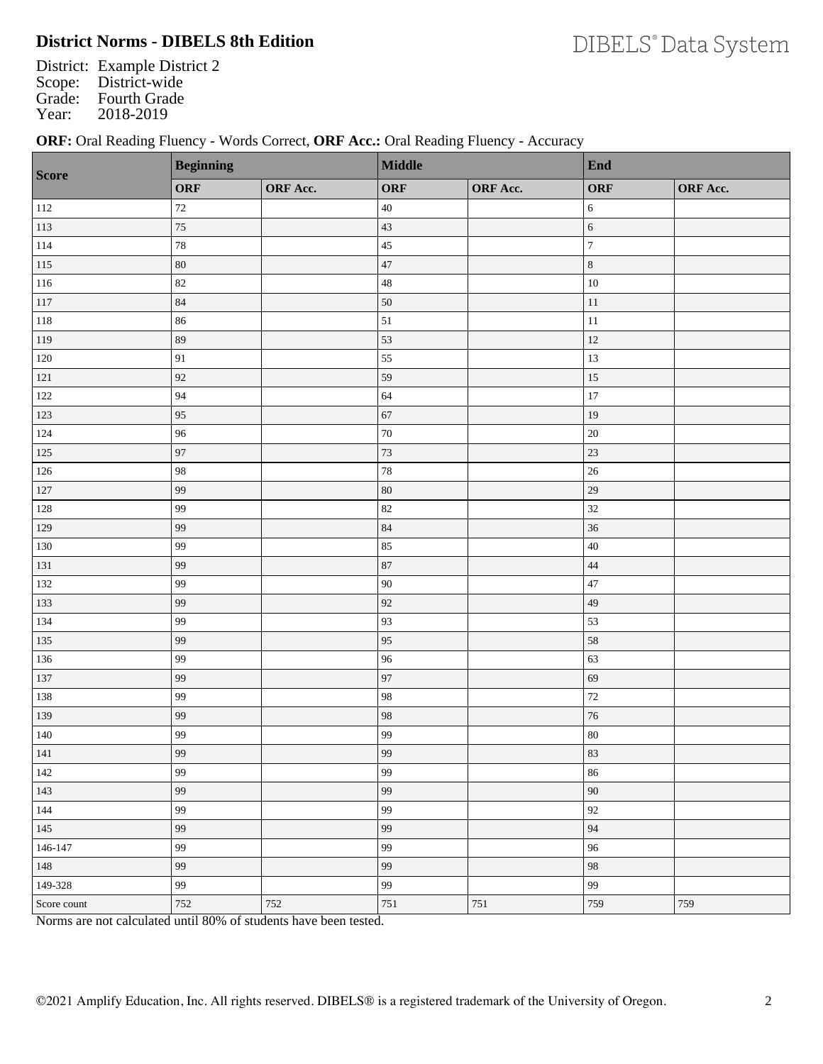# District Norms - DIBELS 8th Edition

District: Example District 2
Scope: District-wide
Grade: Fourth Grade
Year: 2018-2019

**ORF:** Oral Reading Fluency - Words Correct, **ORF Acc.:** Oral Reading Fluency - Accuracy

| Score | Beginning | | Middle | | End | |
|---|---|---|---|---|---|---|
| | ORF | ORF Acc. | ORF | ORF Acc. | ORF | ORF Acc. |
| 112 | 72 | | 40 | | 6 | |
| 113 | 75 | | 43 | | 6 | |
| 114 | 78 | | 45 | | 7 | |
| 115 | 80 | | 47 | | 8 | |
| 116 | 82 | | 48 | | 10 | |
| 117 | 84 | | 50 | | 11 | |
| 118 | 86 | | 51 | | 11 | |
| 119 | 89 | | 53 | | 12 | |
| 120 | 91 | | 55 | | 13 | |
| 121 | 92 | | 59 | | 15 | |
| 122 | 94 | | 64 | | 17 | |
| 123 | 95 | | 67 | | 19 | |
| 124 | 96 | | 70 | | 20 | |
| 125 | 97 | | 73 | | 23 | |
| 126 | 98 | | 78 | | 26 | |
| 127 | 99 | | 80 | | 29 | |
| 128 | 99 | | 82 | | 32 | |
| 129 | 99 | | 84 | | 36 | |
| 130 | 99 | | 85 | | 40 | |
| 131 | 99 | | 87 | | 44 | |
| 132 | 99 | | 90 | | 47 | |
| 133 | 99 | | 92 | | 49 | |
| 134 | 99 | | 93 | | 53 | |
| 135 | 99 | | 95 | | 58 | |
| 136 | 99 | | 96 | | 63 | |
| 137 | 99 | | 97 | | 69 | |
| 138 | 99 | | 98 | | 72 | |
| 139 | 99 | | 98 | | 76 | |
| 140 | 99 | | 99 | | 80 | |
| 141 | 99 | | 99 | | 83 | |
| 142 | 99 | | 99 | | 86 | |
| 143 | 99 | | 99 | | 90 | |
| 144 | 99 | | 99 | | 92 | |
| 145 | 99 | | 99 | | 94 | |
| 146-147 | 99 | | 99 | | 96 | |
| 148 | 99 | | 99 | | 98 | |
| 149-328 | 99 | | 99 | | 99 | |
| Score count | 752 | 752 | 751 | 751 | 759 | 759 |

Norms are not calculated until 80% of students have been tested.

©2021 Amplify Education, Inc. All rights reserved. DIBELS® is a registered trademark of the University of Oregon.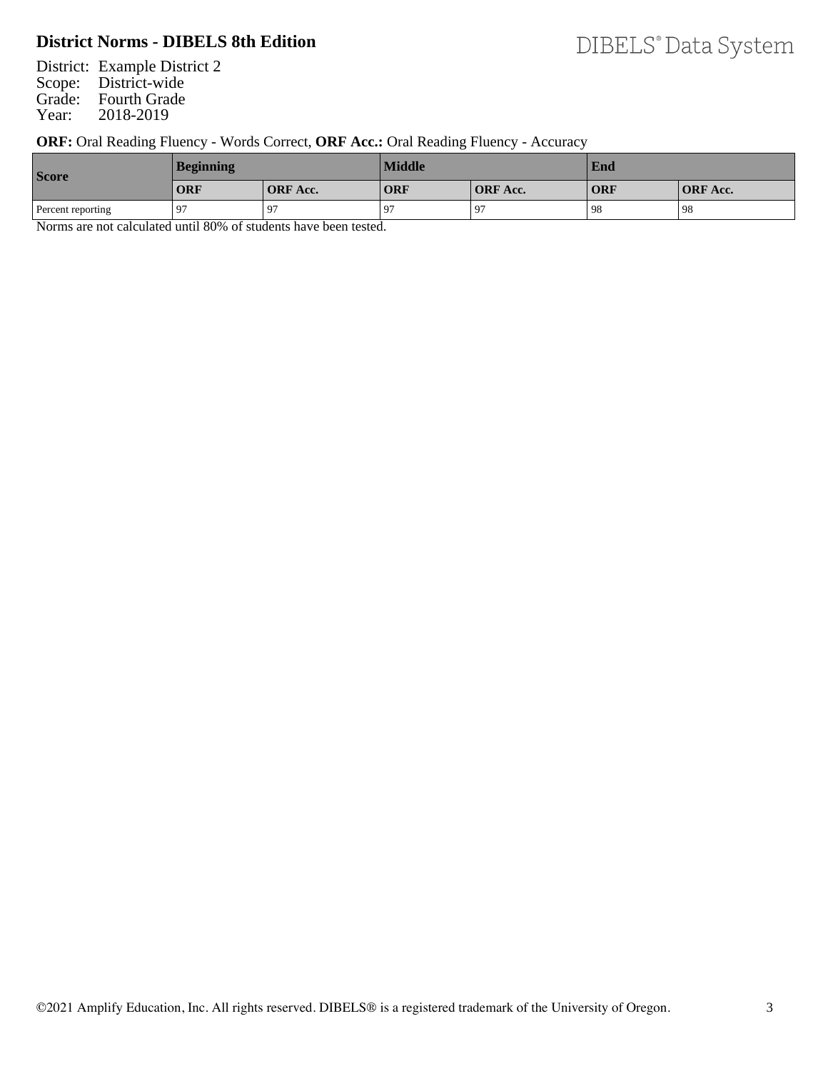# District Norms - DIBELS 8th Edition

District: Example District 2
Scope: District-wide
Grade: Fourth Grade
Year: 2018-2019

**ORF:** Oral Reading Fluency - Words Correct, **ORF Acc.:** Oral Reading Fluency - Accuracy

| Score | Beginning | | Middle | | End | |
|---|---|---|---|---|---|---|
| | ORF | ORF Acc. | ORF | ORF Acc. | ORF | ORF Acc. |
| Percent reporting | 97 | 97 | 97 | 97 | 98 | 98 |

Norms are not calculated until 80% of students have been tested.

©2021 Amplify Education, Inc. All rights reserved. DIBELS® is a registered trademark of the University of Oregon.